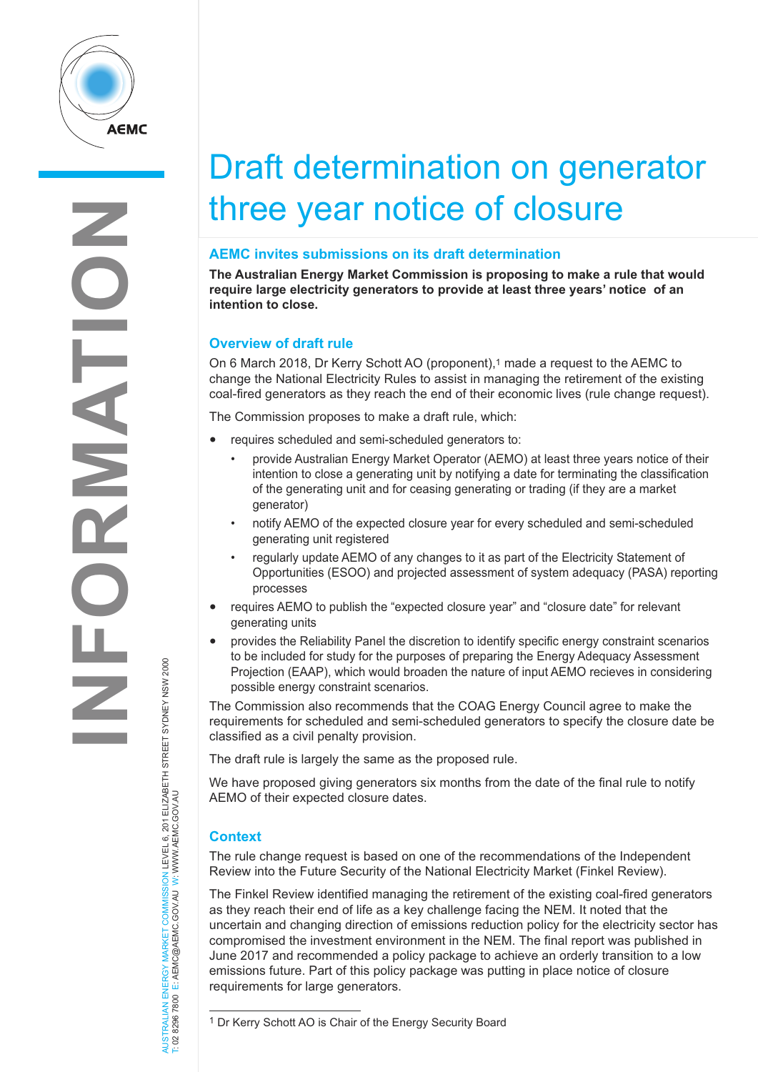# Draft determination on generator three year notice of closure

## AEMC invites submissions on its draft determination

**The Australian Energy Market Commission is proposing to make a rule that would require large electricity generators to provide at least three years' notice of an intention to close.**

## Overview of draft rule

On 6 March 2018, Dr Kerry Schott AO (proponent),[1] made a request to the AEMC to change the National Electricity Rules to assist in managing the retirement of the existing coal-fired generators as they reach the end of their economic lives (rule change request).

The Commission proposes to make a draft rule, which:

- requires scheduled and semi-scheduled generators to:
  - provide Australian Energy Market Operator (AEMO) at least three years notice of their intention to close a generating unit by notifying a date for terminating the classification of the generating unit and for ceasing generating or trading (if they are a market generator)
  - notify AEMO of the expected closure year for every scheduled and semi-scheduled generating unit registered
  - regularly update AEMO of any changes to it as part of the Electricity Statement of Opportunities (ESOO) and projected assessment of system adequacy (PASA) reporting processes
- requires AEMO to publish the "expected closure year" and "closure date" for relevant generating units
- provides the Reliability Panel the discretion to identify specific energy constraint scenarios to be included for study for the purposes of preparing the Energy Adequacy Assessment Projection (EAAP), which would broaden the nature of input AEMO recieves in considering possible energy constraint scenarios.

The Commission also recommends that the COAG Energy Council agree to make the requirements for scheduled and semi-scheduled generators to specify the closure date be classified as a civil penalty provision.

The draft rule is largely the same as the proposed rule.

We have proposed giving generators six months from the date of the final rule to notify AEMO of their expected closure dates.

## Context

The rule change request is based on one of the recommendations of the Independent Review into the Future Security of the National Electricity Market (Finkel Review).

The Finkel Review identified managing the retirement of the existing coal-fired generators as they reach their end of life as a key challenge facing the NEM. It noted that the uncertain and changing direction of emissions reduction policy for the electricity sector has compromised the investment environment in the NEM. The final report was published in June 2017 and recommended a policy package to achieve an orderly transition to a low emissions future. Part of this policy package was putting in place notice of closure requirements for large generators.

[1] Dr Kerry Schott AO is Chair of the Energy Security Board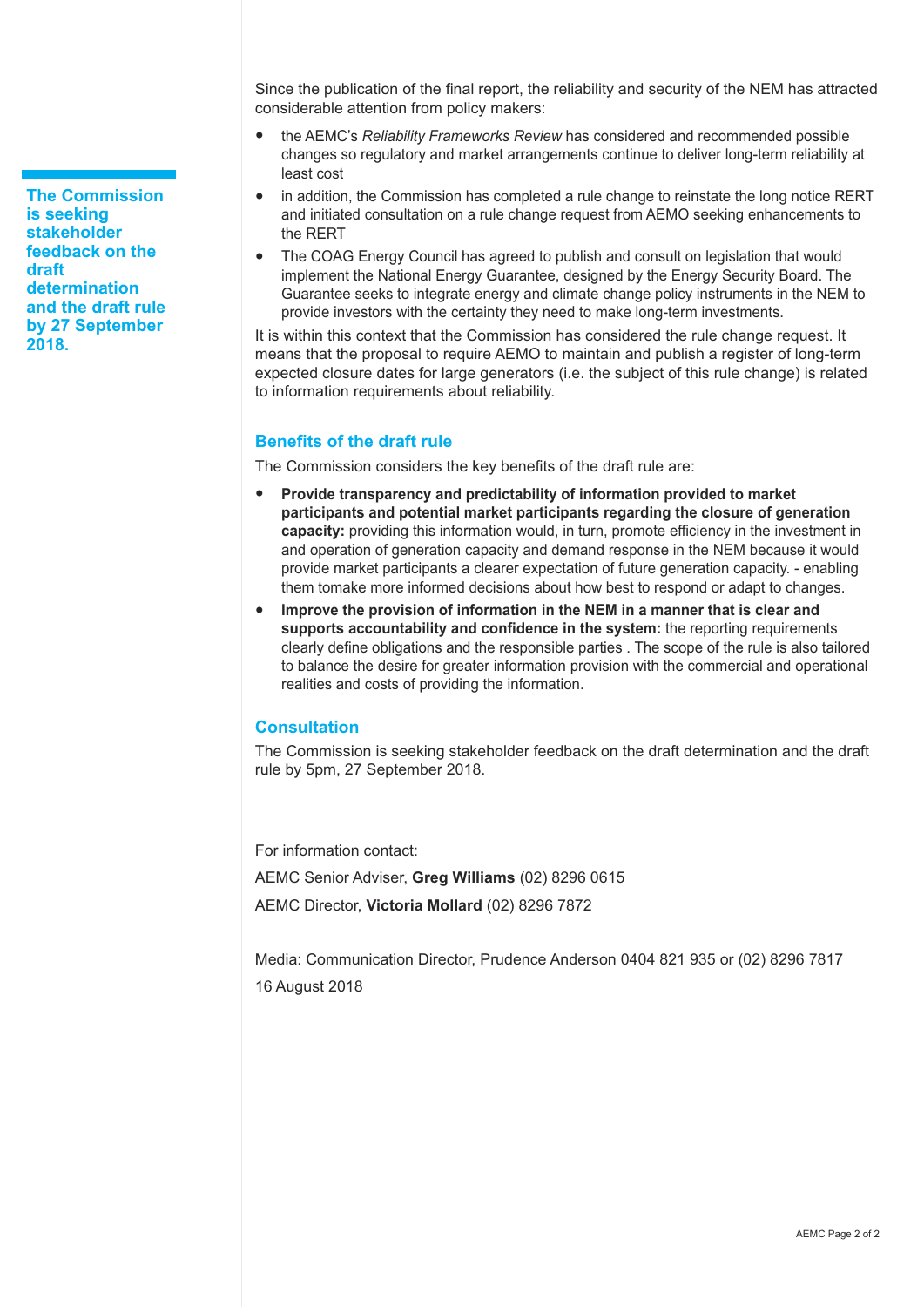**The Commission is seeking stakeholder feedback on the draft determination and the draft rule by 27 September 2018.**

Since the publication of the final report, the reliability and security of the NEM has attracted considerable attention from policy makers:

- the AEMC's *Reliability Frameworks Review* has considered and recommended possible changes so regulatory and market arrangements continue to deliver long-term reliability at least cost
- in addition, the Commission has completed a rule change to reinstate the long notice RERT and initiated consultation on a rule change request from AEMO seeking enhancements to the RERT
- The COAG Energy Council has agreed to publish and consult on legislation that would implement the National Energy Guarantee, designed by the Energy Security Board. The Guarantee seeks to integrate energy and climate change policy instruments in the NEM to provide investors with the certainty they need to make long-term investments.

It is within this context that the Commission has considered the rule change request. It means that the proposal to require AEMO to maintain and publish a register of long-term expected closure dates for large generators (i.e. the subject of this rule change) is related to information requirements about reliability.

## Benefits of the draft rule

The Commission considers the key benefits of the draft rule are:

- **Provide transparency and predictability of information provided to market participants and potential market participants regarding the closure of generation capacity:** providing this information would, in turn, promote efficiency in the investment in and operation of generation capacity and demand response in the NEM because it would provide market participants a clearer expectation of future generation capacity. - enabling them tomake more informed decisions about how best to respond or adapt to changes.
- **Improve the provision of information in the NEM in a manner that is clear and supports accountability and confidence in the system:** the reporting requirements clearly define obligations and the responsible parties . The scope of the rule is also tailored to balance the desire for greater information provision with the commercial and operational realities and costs of providing the information.

## Consultation

The Commission is seeking stakeholder feedback on the draft determination and the draft rule by 5pm, 27 September 2018.

For information contact:

AEMC Senior Adviser, **Greg Williams** (02) 8296 0615

AEMC Director, **Victoria Mollard** (02) 8296 7872

Media: Communication Director, Prudence Anderson 0404 821 935 or (02) 8296 7817

16 August 2018